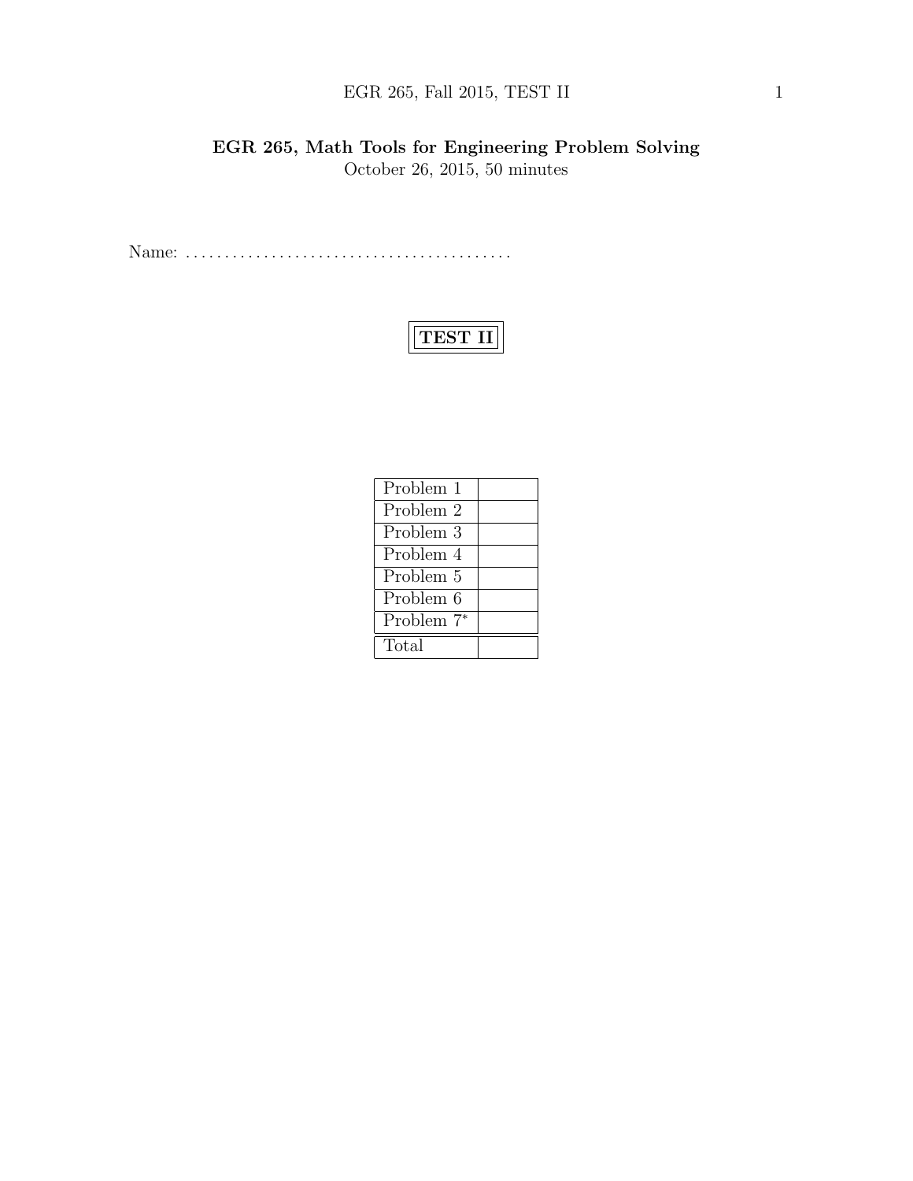# EGR 265, Math Tools for Engineering Problem Solving

October 26, 2015, 50 minutes

Name: ..........................................

## TEST II

| Problem 1 | |
|---|---|
| Problem 2 | |
| Problem 3 | |
| Problem 4 | |
| Problem 5 | |
| Problem 6 | |
| Problem 7* | |
| Total | |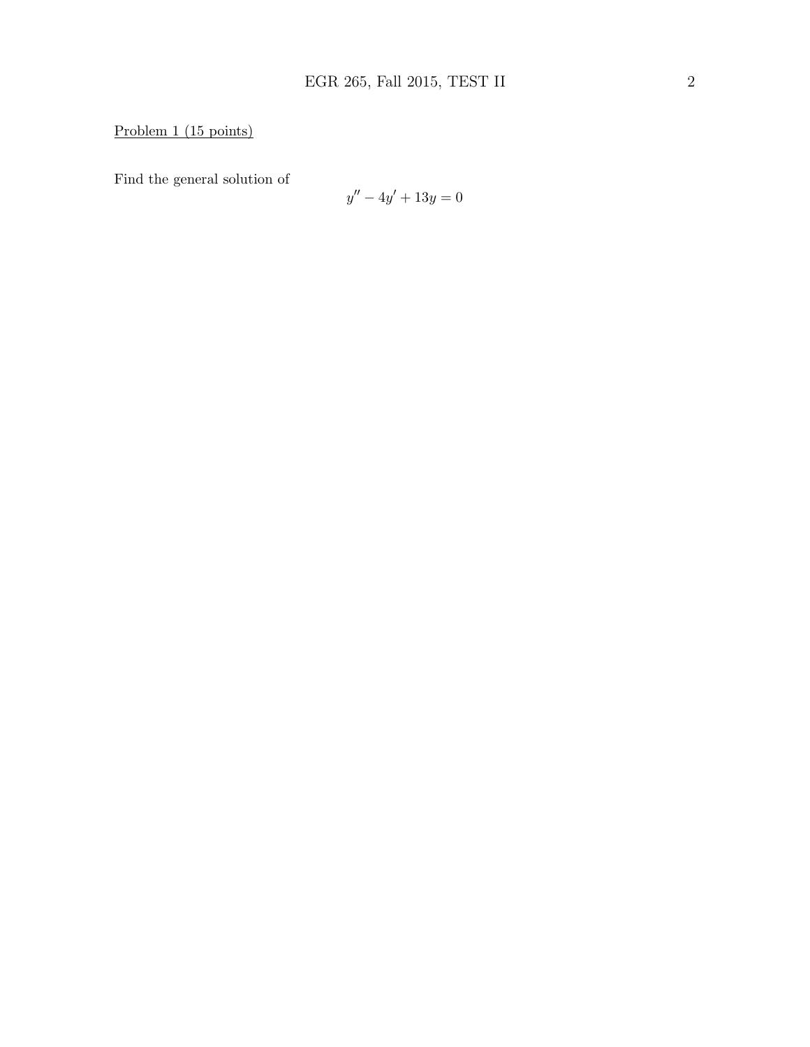Problem 1 (15 points)

Find the general solution of

$$y'' - 4y' + 13y = 0$$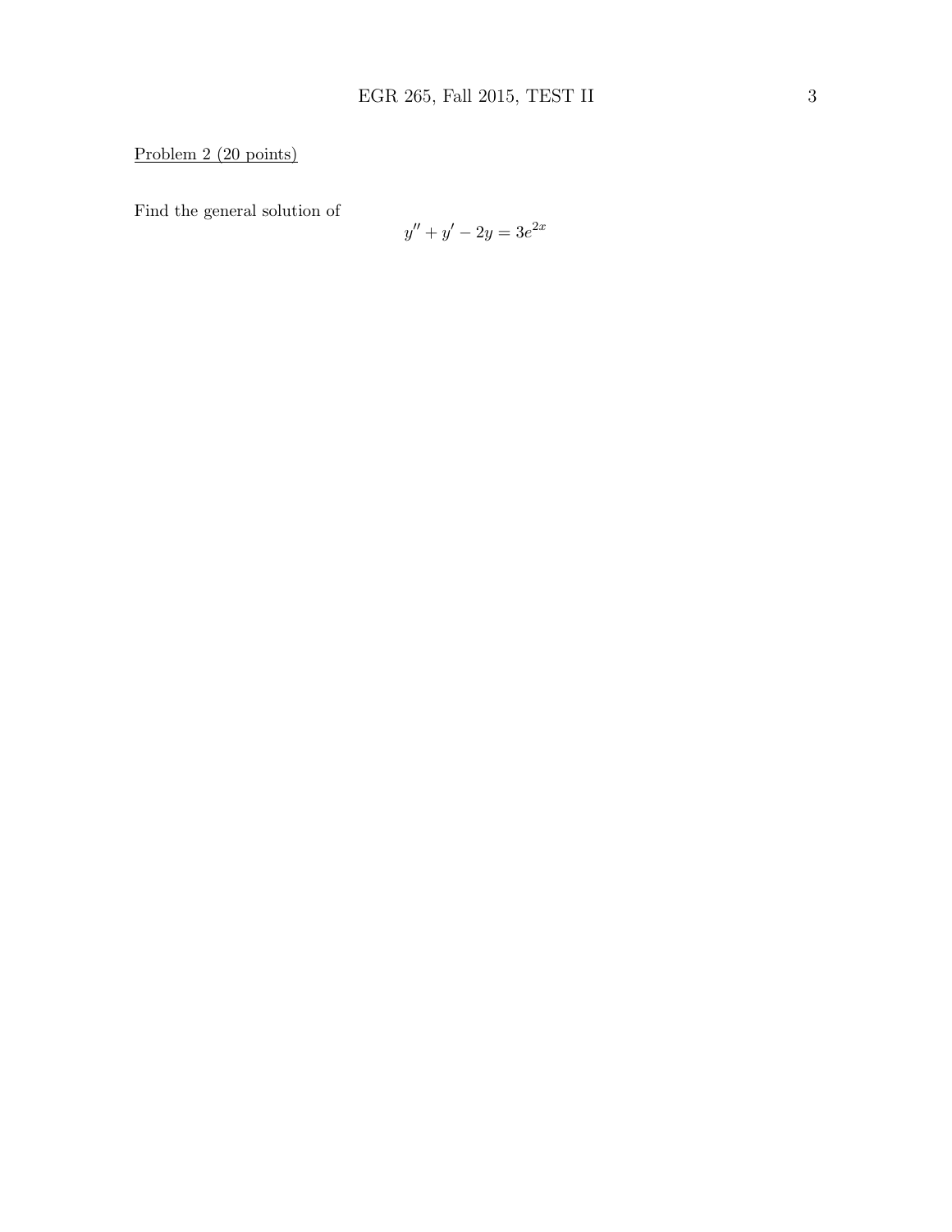Problem 2 (20 points)

Find the general solution of

$$y'' + y' - 2y = 3e^{2x}$$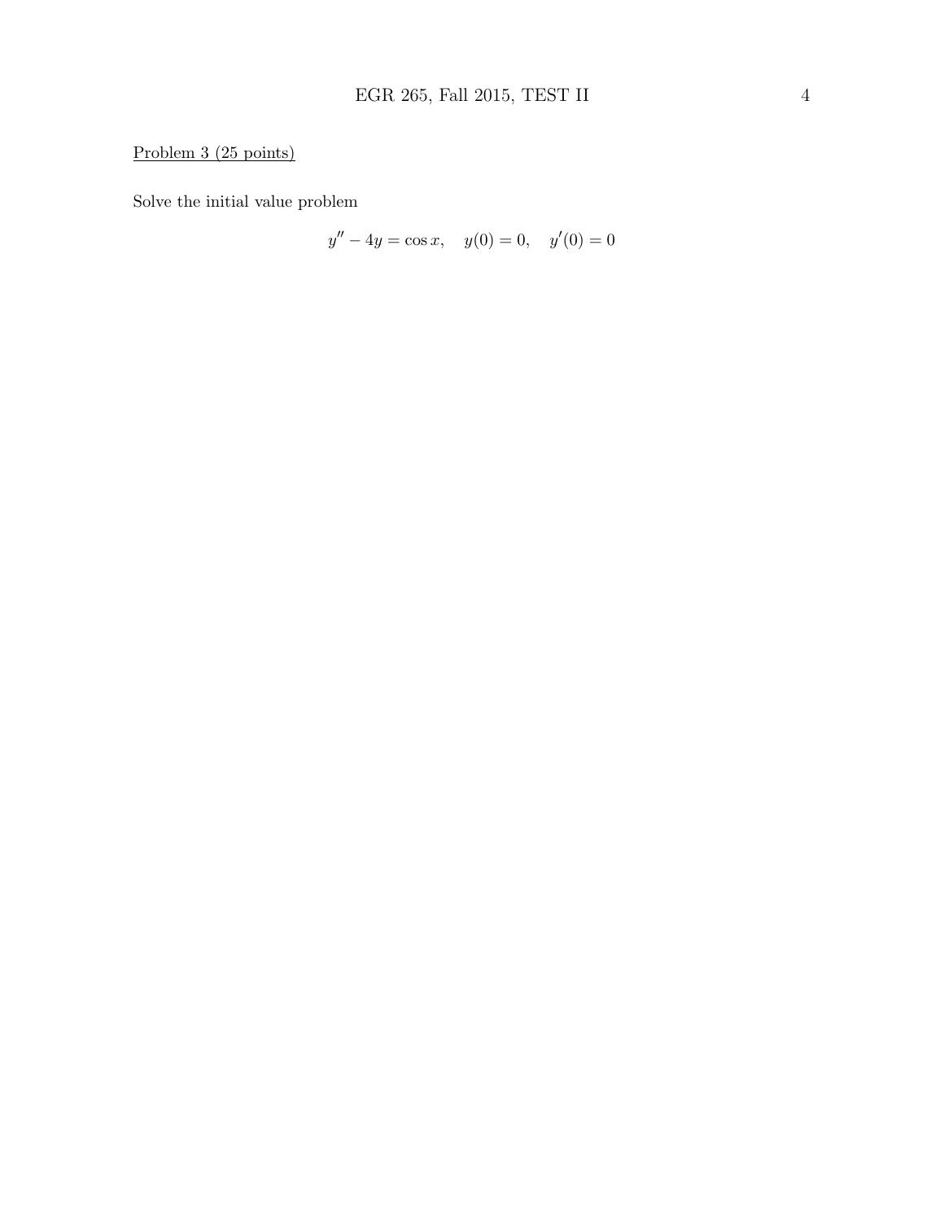<u>Problem 3 (25 points)</u>

Solve the initial value problem

$$y'' - 4y = \cos x, \quad y(0) = 0, \quad y'(0) = 0$$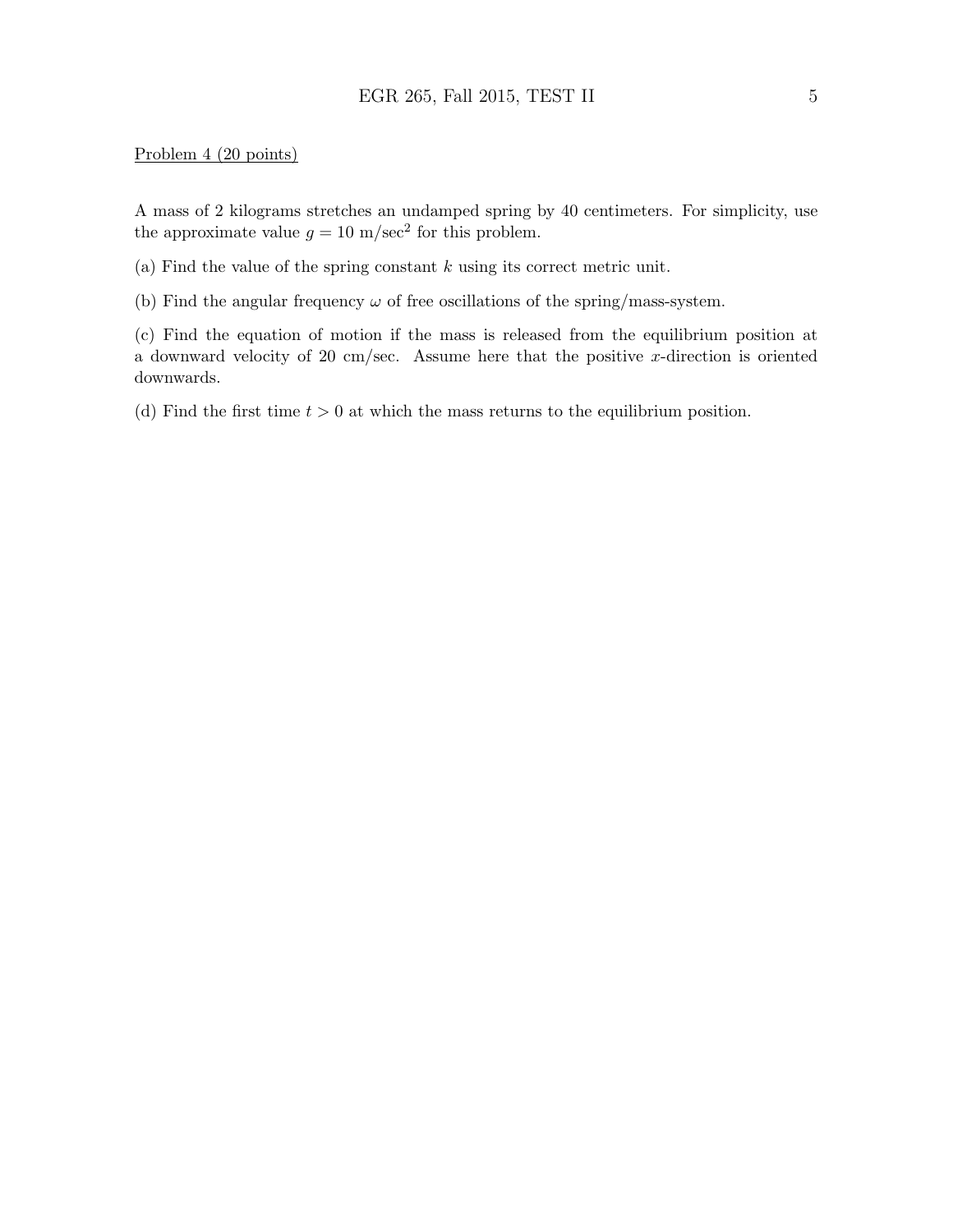Problem 4 (20 points)

A mass of 2 kilograms stretches an undamped spring by 40 centimeters. For simplicity, use the approximate value $g = 10$ m/sec$^2$ for this problem.

(a) Find the value of the spring constant $k$ using its correct metric unit.

(b) Find the angular frequency $\omega$ of free oscillations of the spring/mass-system.

(c) Find the equation of motion if the mass is released from the equilibrium position at a downward velocity of 20 cm/sec. Assume here that the positive $x$-direction is oriented downwards.

(d) Find the first time $t > 0$ at which the mass returns to the equilibrium position.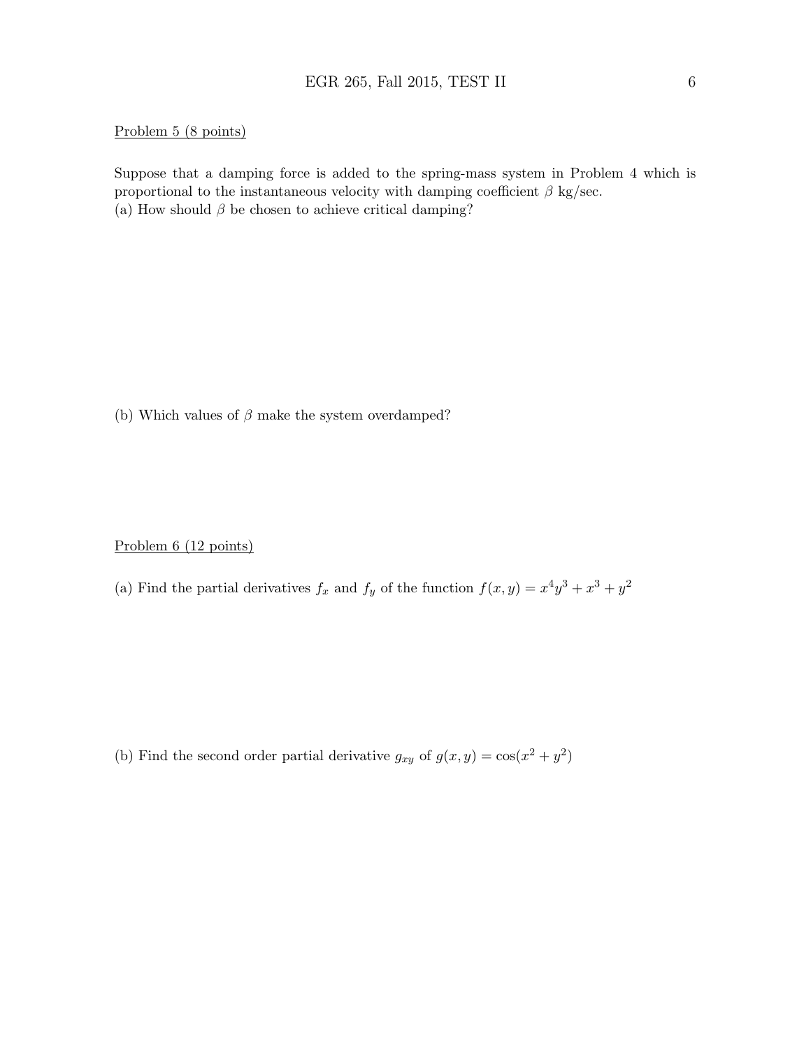Problem 5 (8 points)

Suppose that a damping force is added to the spring-mass system in Problem 4 which is proportional to the instantaneous velocity with damping coefficient $\beta$ kg/sec.

(a) How should $\beta$ be chosen to achieve critical damping?

(b) Which values of $\beta$ make the system overdamped?

Problem 6 (12 points)

(a) Find the partial derivatives $f_x$ and $f_y$ of the function $f(x, y) = x^4y^3 + x^3 + y^2$

(b) Find the second order partial derivative $g_{xy}$ of $g(x, y) = \cos(x^2 + y^2)$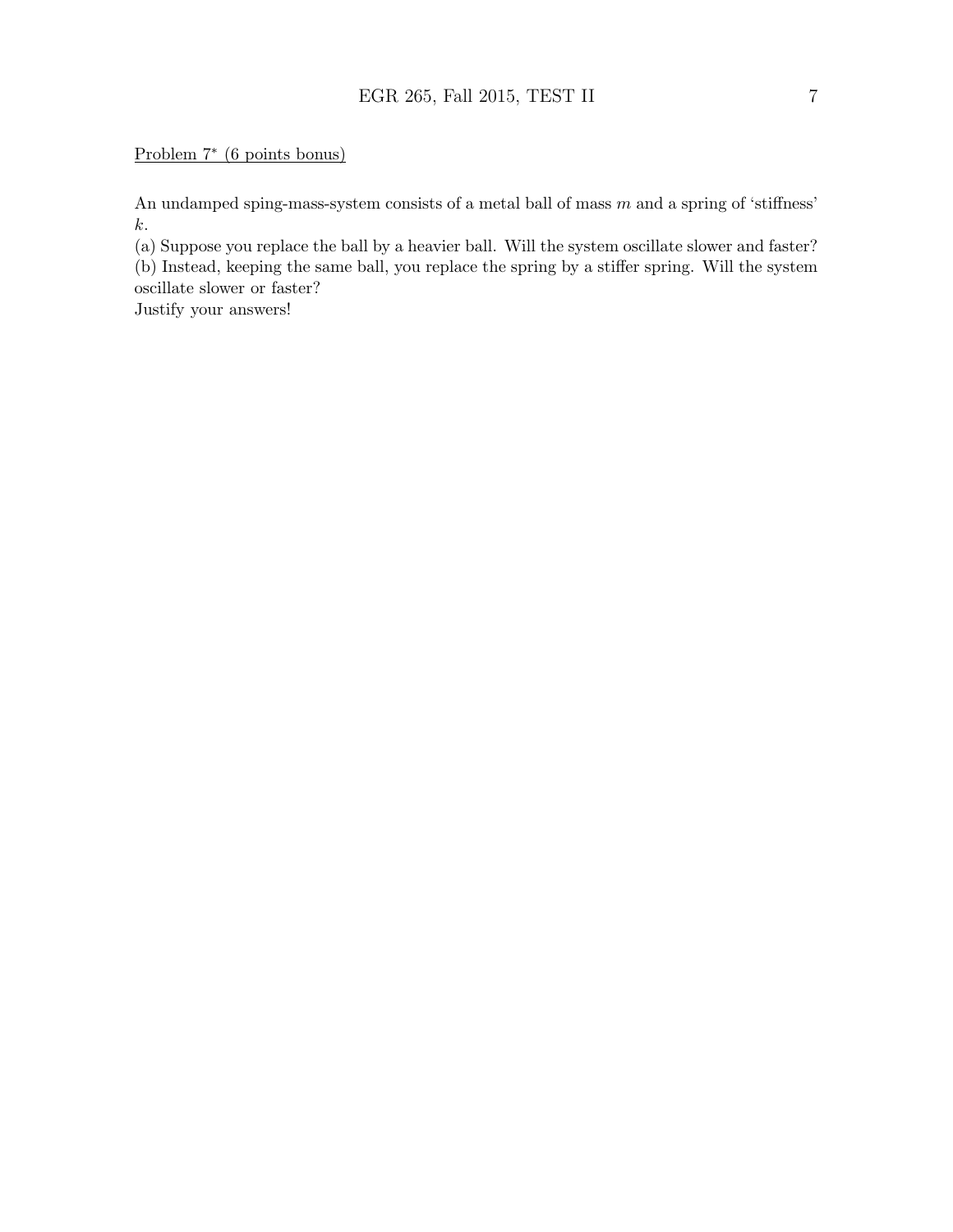Problem 7* (6 points bonus)

An undamped sping-mass-system consists of a metal ball of mass $m$ and a spring of 'stiffness' $k$.

(a) Suppose you replace the ball by a heavier ball. Will the system oscillate slower and faster?
(b) Instead, keeping the same ball, you replace the spring by a stiffer spring. Will the system oscillate slower or faster?
Justify your answers!